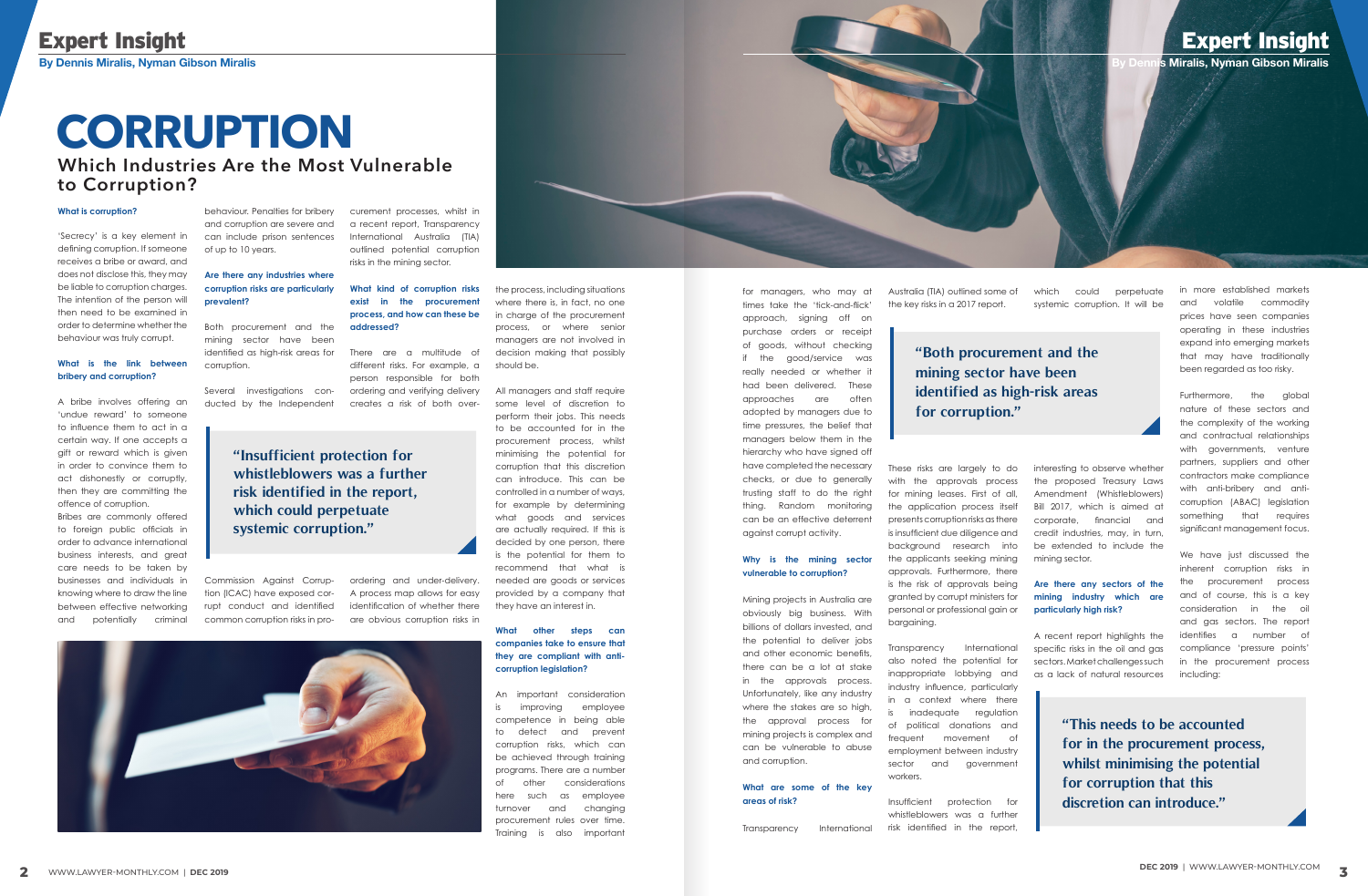# CORRUPTION

## Which Industries Are the Most Vulnerable to Corruption?

By Dennis Miralis, Nyman Gibson Miralis

### What is corruption?

'Secrecy' is a key element in defining corruption. If someone receives a bribe or award, and does not disclose this, they may be liable to corruption charges. The intention of the person will then need to be examined in order to determine whether the behaviour was truly corrupt.

### What is the link between bribery and corruption?

A bribe involves offering an 'undue reward' to someone to influence them to act in a certain way. If one accepts a gift or reward which is given in order to convince them to act dishonestly or corruptly, then they are committing the offence of corruption.

Bribes are commonly offered to foreign public officials in order to advance international business interests, and great care needs to be taken by businesses and individuals in knowing where to draw the line between effective networking and potentially criminal behaviour. Penalties for bribery and corruption are severe and can include prison sentences of up to 10 years.

### Are there any industries where corruption risks are particularly prevalent?

Both procurement and the mining sector have been identified as high-risk areas for corruption.

Several investigations conducted by the Independent Commission Against Corruption (ICAC) have exposed corrupt conduct and identified common corruption risks in procurement processes, whilst in a recent report, Transparency International Australia (TIA) outlined potential corruption risks in the mining sector.

> "Insufficient protection for whistleblowers was a further risk identified in the report, which could perpetuate systemic corruption."

### What kind of corruption risks exist in the procurement process, and how can these be addressed?

There are a multitude of different risks. For example, a person responsible for both ordering and verifying delivery creates a risk of both over-ordering and under-delivery. A process map allows for easy identification of whether there are obvious corruption risks in the process, including situations where there is, in fact, no one in charge of the procurement process, or where senior managers are not involved in decision making that possibly should be.

All managers and staff require some level of discretion to perform their jobs. This needs to be accounted for in the procurement process, whilst minimising the potential for corruption that this discretion can introduce. This can be controlled in a number of ways, for example by determining what goods and services are actually required. If this is decided by one person, there is the potential for them to recommend that what is needed are goods or services provided by a company that they have an interest in.

### What other steps can companies take to ensure that they are compliant with anti-corruption legislation?

An important consideration is improving employee competence in being able to detect and prevent corruption risks, which can be achieved through training programs. There are a number of other considerations here such as employee turnover and changing procurement rules over time. Training is also important for managers, who may at times take the 'tick-and-flick' approach, signing off on purchase orders or receipt of goods, without checking if the good/service was really needed or whether it had been delivered. These approaches are often adopted by managers due to time pressures, the belief that managers below them in the hierarchy who have signed off have completed the necessary checks, or due to generally trusting staff to do the right thing. Random monitoring can be an effective deterrent against corrupt activity.

### Why is the mining sector vulnerable to corruption?

Mining projects in Australia are obviously big business. With billions of dollars invested, and the potential to deliver jobs and other economic benefits, there can be a lot at stake in the approvals process. Unfortunately, like any industry where the stakes are so high, the approval process for mining projects is complex and can be vulnerable to abuse and corruption.

### What are some of the key areas of risk?

Transparency International Australia (TIA) outlined some of the key risks in a 2017 report.

> "Both procurement and the mining sector have been identified as high-risk areas for corruption."

These risks are largely to do with the approvals process for mining leases. First of all, the application process itself presents corruption risks as there is insufficient due diligence and background research into the applicants seeking mining approvals. Furthermore, there is the risk of approvals being granted by corrupt ministers for personal or professional gain or bargaining.

Transparency International also noted the potential for inappropriate lobbying and industry influence, particularly in a context where there is inadequate regulation of political donations and frequent movement of employment between industry sector and government workers.

Insufficient protection for whistleblowers was a further risk identified in the report, which could perpetuate systemic corruption. It will be interesting to observe whether the proposed Treasury Laws Amendment (Whistleblowers) Bill 2017, which is aimed at corporate, financial and credit industries, may, in turn, be extended to include the mining sector.

### Are there any sectors of the mining industry which are particularly high risk?

A recent report highlights the specific risks in the oil and gas sectors. Market challenges such as a lack of natural resources in more established markets and volatile commodity prices have seen companies operating in these industries expand into emerging markets that may have traditionally been regarded as too risky.

Furthermore, the global nature of these sectors and the complexity of the working and contractual relationships with governments, venture partners, suppliers and other contractors make compliance with anti-bribery and anti-corruption (ABAC) legislation something that requires significant management focus.

We have just discussed the inherent corruption risks in the procurement process and of course, this is a key consideration in the oil and gas sectors. The report identifies a number of compliance 'pressure points' in the procurement process including:

> "This needs to be accounted for in the procurement process, whilst minimising the potential for corruption that this discretion can introduce."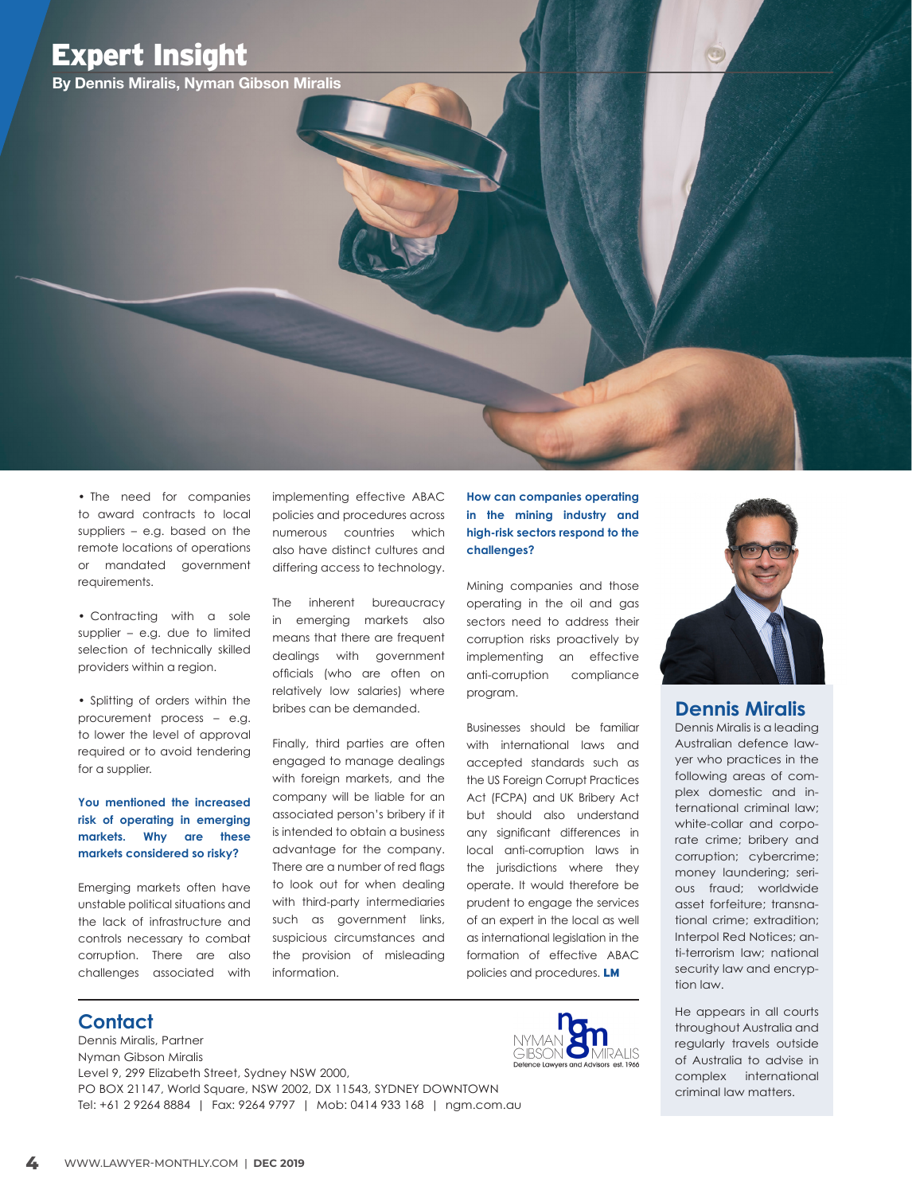# Expert Insight

**By Dennis Miralis, Nyman Gibson Miralis**

- The need for companies to award contracts to local suppliers – e.g. based on the remote locations of operations or mandated government requirements.

- Contracting with a sole supplier – e.g. due to limited selection of technically skilled providers within a region.

- Splitting of orders within the procurement process – e.g. to lower the level of approval required or to avoid tendering for a supplier.

**You mentioned the increased risk of operating in emerging markets. Why are these markets considered so risky?**

Emerging markets often have unstable political situations and the lack of infrastructure and controls necessary to combat corruption. There are also challenges associated with implementing effective ABAC policies and procedures across numerous countries which also have distinct cultures and differing access to technology.

The inherent bureaucracy in emerging markets also means that there are frequent dealings with government officials (who are often on relatively low salaries) where bribes can be demanded.

Finally, third parties are often engaged to manage dealings with foreign markets, and the company will be liable for an associated person's bribery if it is intended to obtain a business advantage for the company. There are a number of red flags to look out for when dealing with third-party intermediaries such as government links, suspicious circumstances and the provision of misleading information.

**How can companies operating in the mining industry and high-risk sectors respond to the challenges?**

Mining companies and those operating in the oil and gas sectors need to address their corruption risks proactively by implementing an effective anti-corruption compliance program.

Businesses should be familiar with international laws and accepted standards such as the US Foreign Corrupt Practices Act (FCPA) and UK Bribery Act but should also understand any significant differences in local anti-corruption laws in the jurisdictions where they operate. It would therefore be prudent to engage the services of an expert in the local as well as international legislation in the formation of effective ABAC policies and procedures. **LM**

## Dennis Miralis

Dennis Miralis is a leading Australian defence lawyer who practices in the following areas of complex domestic and international criminal law; white-collar and corporate crime; bribery and corruption; cybercrime; money laundering; serious fraud; worldwide asset forfeiture; transnational crime; extradition; Interpol Red Notices; anti-terrorism law; national security law and encryption law.

He appears in all courts throughout Australia and regularly travels outside of Australia to advise in complex international criminal law matters.

## Contact

Dennis Miralis, Partner
Nyman Gibson Miralis
Level 9, 299 Elizabeth Street, Sydney NSW 2000,
PO BOX 21147, World Square, NSW 2002, DX 11543, SYDNEY DOWNTOWN
Tel: +61 2 9264 8884 | Fax: 9264 9797 | Mob: 0414 933 168 | ngm.com.au

NYMAN GIBSON MIRALIS
Defence Lawyers and Advisors est. 1966